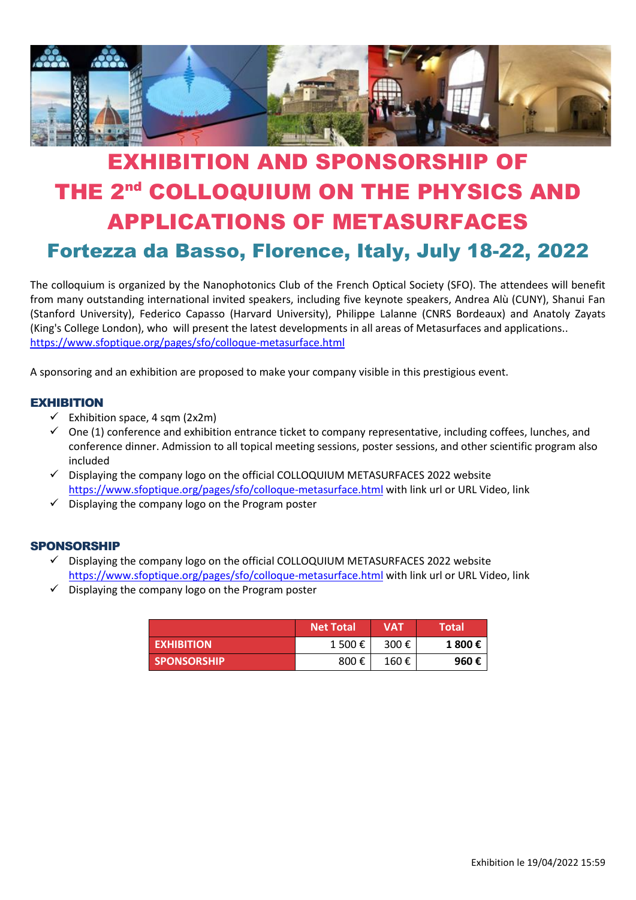# EXHIBITION AND SPONSORSHIP OF THE 2nd COLLOQUIUM ON THE PHYSICS AND APPLICATIONS OF METASURFACES

## Fortezza da Basso, Florence, Italy, July 18-22, 2022

The colloquium is organized by the Nanophotonics Club of the French Optical Society (SFO). The attendees will benefit from many outstanding international invited speakers, including five keynote speakers, Andrea Alù (CUNY), Shanui Fan (Stanford University), Federico Capasso (Harvard University), Philippe Lalanne (CNRS Bordeaux) and Anatoly Zayats (King's College London), who will present the latest developments in all areas of Metasurfaces and applications.. https://www.sfoptique.org/pages/sfo/colloque-metasurface.html

A sponsoring and an exhibition are proposed to make your company visible in this prestigious event.

### EXHIBITION

- ✓ Exhibition space, 4 sqm (2x2m)
- ✓ One (1) conference and exhibition entrance ticket to company representative, including coffees, lunches, and conference dinner. Admission to all topical meeting sessions, poster sessions, and other scientific program also included
- ✓ Displaying the company logo on the official COLLOQUIUM METASURFACES 2022 website https://www.sfoptique.org/pages/sfo/colloque-metasurface.html with link url or URL Video, link
- ✓ Displaying the company logo on the Program poster

### SPONSORSHIP

- ✓ Displaying the company logo on the official COLLOQUIUM METASURFACES 2022 website https://www.sfoptique.org/pages/sfo/colloque-metasurface.html with link url or URL Video, link
- ✓ Displaying the company logo on the Program poster

| | Net Total | VAT | Total |
|---|---|---|---|
| EXHIBITION | 1 500 € | 300 € | **1 800 €** |
| SPONSORSHIP | 800 € | 160 € | **960 €** |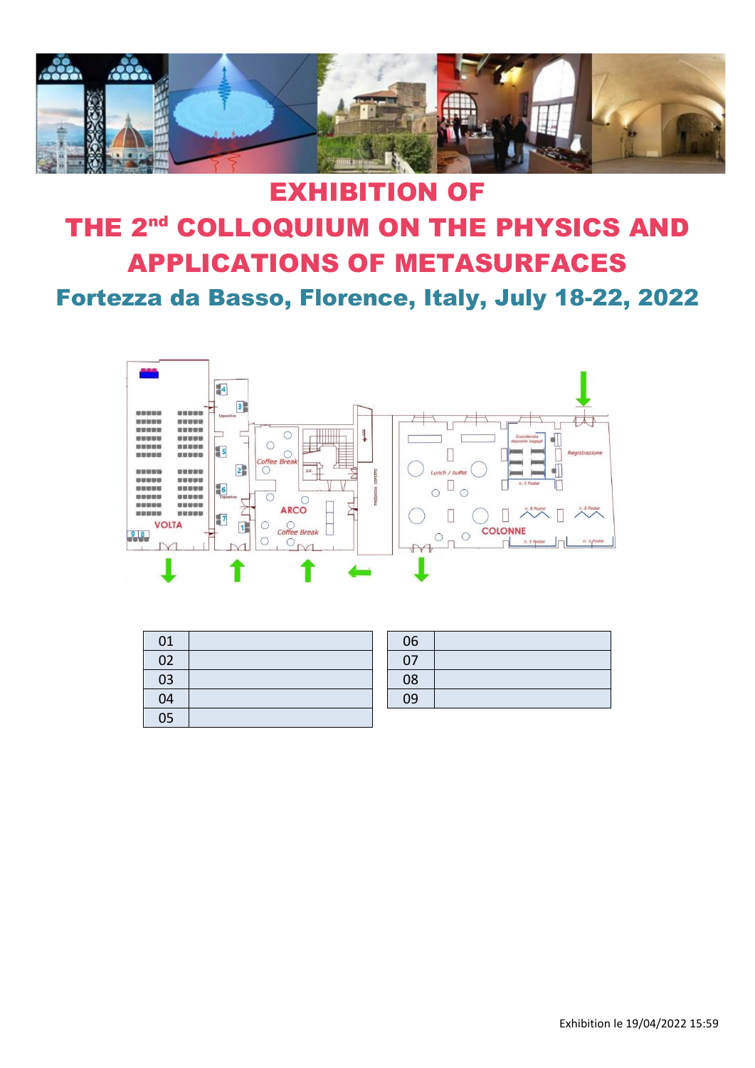# EXHIBITION OF

# THE 2nd COLLOQUIUM ON THE PHYSICS AND APPLICATIONS OF METASURFACES

## Fortezza da Basso, Florence, Italy, July 18-22, 2022

VOLTA

Espositivo

Coffee Break

ARCO

Coffee Break

Lunch / buffet

Guardaroba deposito bagagli

Registrazione

COLONNE

| | |
|---|---|
| 01 | |
| 02 | |
| 03 | |
| 04 | |
| 05 | |

| | |
|---|---|
| 06 | |
| 07 | |
| 08 | |
| 09 | |

Exhibition le 19/04/2022 15:59